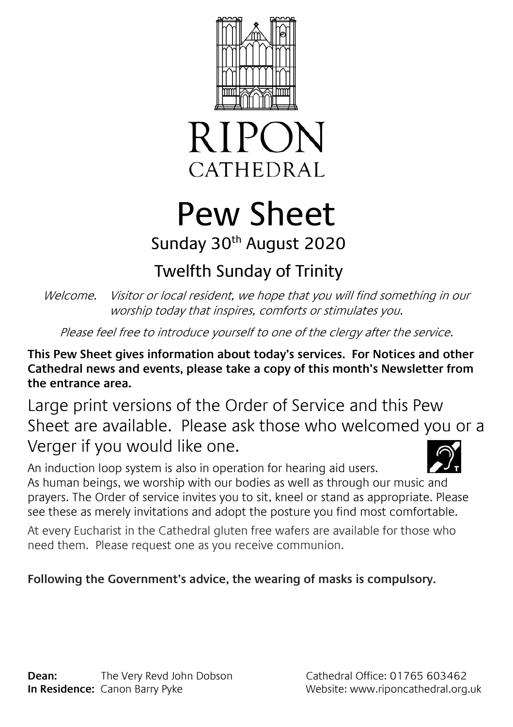# RIPON CATHEDRAL

# Pew Sheet

## Sunday 30th August 2020

## Twelfth Sunday of Trinity

*Welcome. Visitor or local resident, we hope that you will find something in our worship today that inspires, comforts or stimulates you.*

*Please feel free to introduce yourself to one of the clergy after the service.*

**This Pew Sheet gives information about today's services. For Notices and other Cathedral news and events, please take a copy of this month's Newsletter from the entrance area.**

Large print versions of the Order of Service and this Pew Sheet are available. Please ask those who welcomed you or a Verger if you would like one.

An induction loop system is also in operation for hearing aid users.

As human beings, we worship with our bodies as well as through our music and prayers. The Order of service invites you to sit, kneel or stand as appropriate. Please see these as merely invitations and adopt the posture you find most comfortable.

At every Eucharist in the Cathedral gluten free wafers are available for those who need them. Please request one as you receive communion.

**Following the Government's advice, the wearing of masks is compulsory.**

**Dean:** The Very Revd John Dobson
**In Residence:** Canon Barry Pyke

Cathedral Office: 01765 603462
Website: www.riponcathedral.org.uk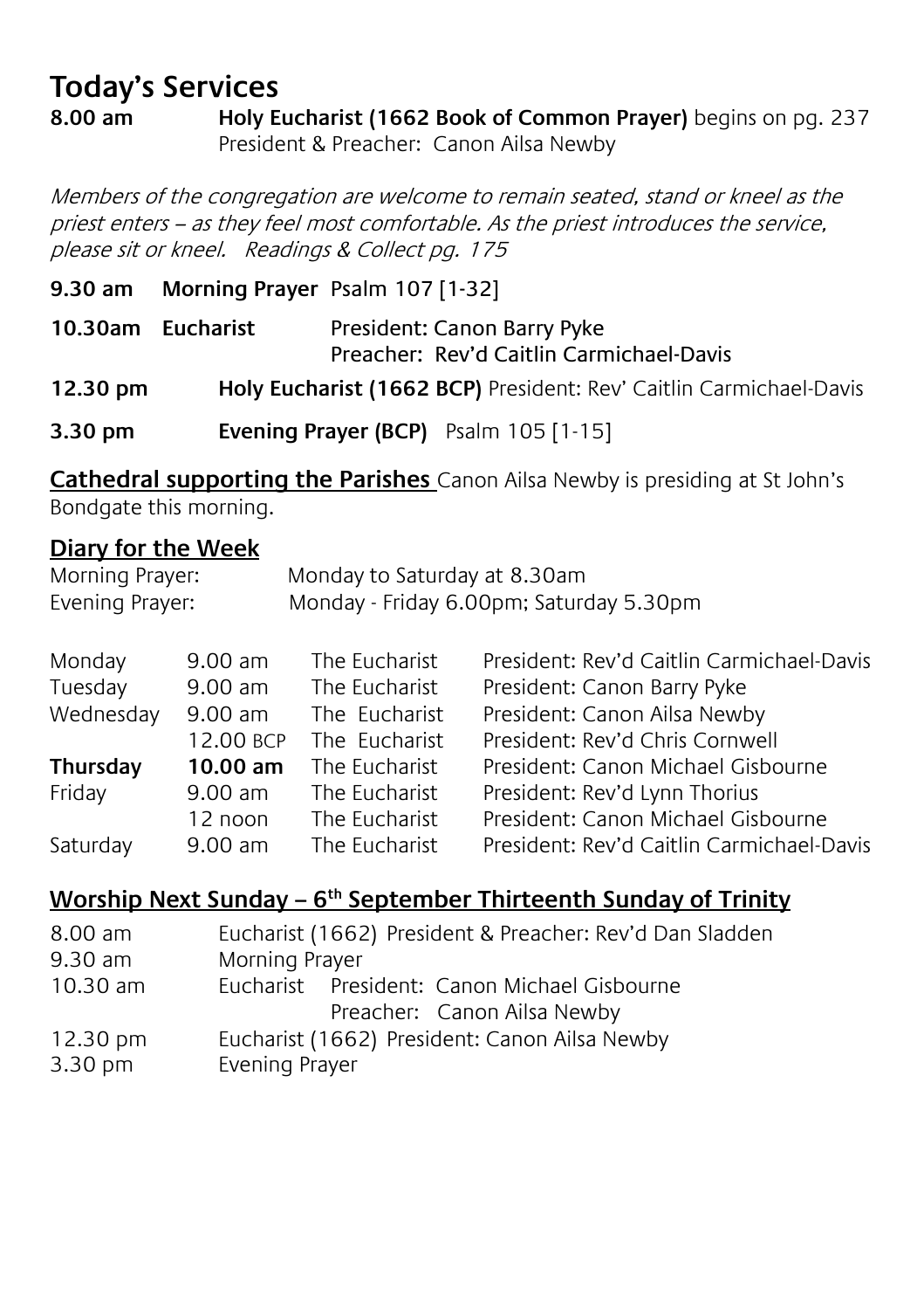# Today's Services

**8.00 am** **Holy Eucharist (1662 Book of Common Prayer)** begins on pg. 237
President & Preacher: Canon Ailsa Newby

*Members of the congregation are welcome to remain seated, stand or kneel as the priest enters – as they feel most comfortable. As the priest introduces the service, please sit or kneel. Readings & Collect pg. 175*

**9.30 am** **Morning Prayer** Psalm 107 [1-32]

**10.30am** **Eucharist** President: Canon Barry Pyke
Preacher: Rev'd Caitlin Carmichael-Davis

**12.30 pm** **Holy Eucharist (1662 BCP)** President: Rev' Caitlin Carmichael-Davis

**3.30 pm** **Evening Prayer (BCP)** Psalm 105 [1-15]

**Cathedral supporting the Parishes** Canon Ailsa Newby is presiding at St John's Bondgate this morning.

## Diary for the Week

Morning Prayer: Monday to Saturday at 8.30am
Evening Prayer: Monday - Friday 6.00pm; Saturday 5.30pm

| | | | |
|---|---|---|---|
| Monday | 9.00 am | The Eucharist | President: Rev'd Caitlin Carmichael-Davis |
| Tuesday | 9.00 am | The Eucharist | President: Canon Barry Pyke |
| Wednesday | 9.00 am | The Eucharist | President: Canon Ailsa Newby |
| | 12.00 BCP | The Eucharist | President: Rev'd Chris Cornwell |
| **Thursday** | **10.00 am** | The Eucharist | President: Canon Michael Gisbourne |
| Friday | 9.00 am | The Eucharist | President: Rev'd Lynn Thorius |
| | 12 noon | The Eucharist | President: Canon Michael Gisbourne |
| Saturday | 9.00 am | The Eucharist | President: Rev'd Caitlin Carmichael-Davis |

## Worship Next Sunday – 6th September Thirteenth Sunday of Trinity

| | |
|---|---|
| 8.00 am | Eucharist (1662) President & Preacher: Rev'd Dan Sladden |
| 9.30 am | Morning Prayer |
| 10.30 am | Eucharist President: Canon Michael Gisbourne<br>Preacher: Canon Ailsa Newby |
| 12.30 pm | Eucharist (1662) President: Canon Ailsa Newby |
| 3.30 pm | Evening Prayer |